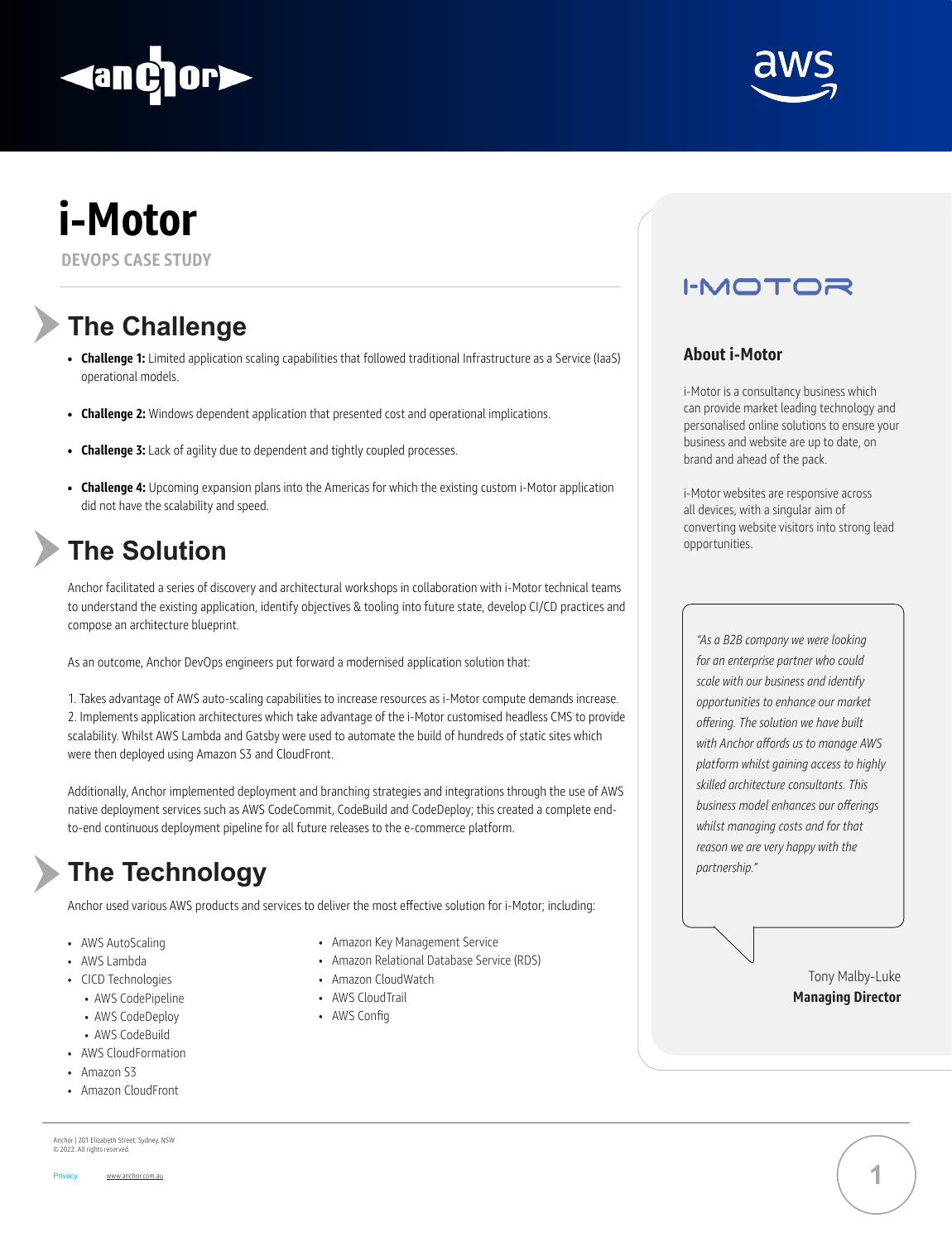# i-Motor

DEVOPS CASE STUDY

## The Challenge

- **Challenge 1:** Limited application scaling capabilities that followed traditional Infrastructure as a Service (IaaS) operational models.
- **Challenge 2:** Windows dependent application that presented cost and operational implications.
- **Challenge 3:** Lack of agility due to dependent and tightly coupled processes.
- **Challenge 4:** Upcoming expansion plans into the Americas for which the existing custom i-Motor application did not have the scalability and speed.

## The Solution

Anchor facilitated a series of discovery and architectural workshops in collaboration with i-Motor technical teams to understand the existing application, identify objectives & tooling into future state, develop CI/CD practices and compose an architecture blueprint.

As an outcome, Anchor DevOps engineers put forward a modernised application solution that:

1. Takes advantage of AWS auto-scaling capabilities to increase resources as i-Motor compute demands increase.
2. Implements application architectures which take advantage of the i-Motor customised headless CMS to provide scalability. Whilst AWS Lambda and Gatsby were used to automate the build of hundreds of static sites which were then deployed using Amazon S3 and CloudFront.

Additionally, Anchor implemented deployment and branching strategies and integrations through the use of AWS native deployment services such as AWS CodeCommit, CodeBuild and CodeDeploy; this created a complete end-to-end continuous deployment pipeline for all future releases to the e-commerce platform.

## The Technology

Anchor used various AWS products and services to deliver the most effective solution for i-Motor; including:

- AWS AutoScaling
- AWS Lambda
- CICD Technologies
  - AWS CodePipeline
  - AWS CodeDeploy
  - AWS CodeBuild
- AWS CloudFormation
- Amazon S3
- Amazon CloudFront
- Amazon Key Management Service
- Amazon Relational Database Service (RDS)
- Amazon CloudWatch
- AWS CloudTrail
- AWS Config

I-MOTOR

### About i-Motor

i-Motor is a consultancy business which can provide market leading technology and personalised online solutions to ensure your business and website are up to date, on brand and ahead of the pack.

i-Motor websites are responsive across all devices, with a singular aim of converting website visitors into strong lead opportunities.

*"As a B2B company we were looking for an enterprise partner who could scale with our business and identify opportunities to enhance our market offering. The solution we have built with Anchor affords us to manage AWS platform whilst gaining access to highly skilled architecture consultants. This business model enhances our offerings whilst managing costs and for that reason we are very happy with the partnership."*

Tony Malby-Luke
**Managing Director**

Anchor | 201 Elizabeth Street, Sydney, NSW
© 2022. All rights reserved.

Privacy www.anchor.com.au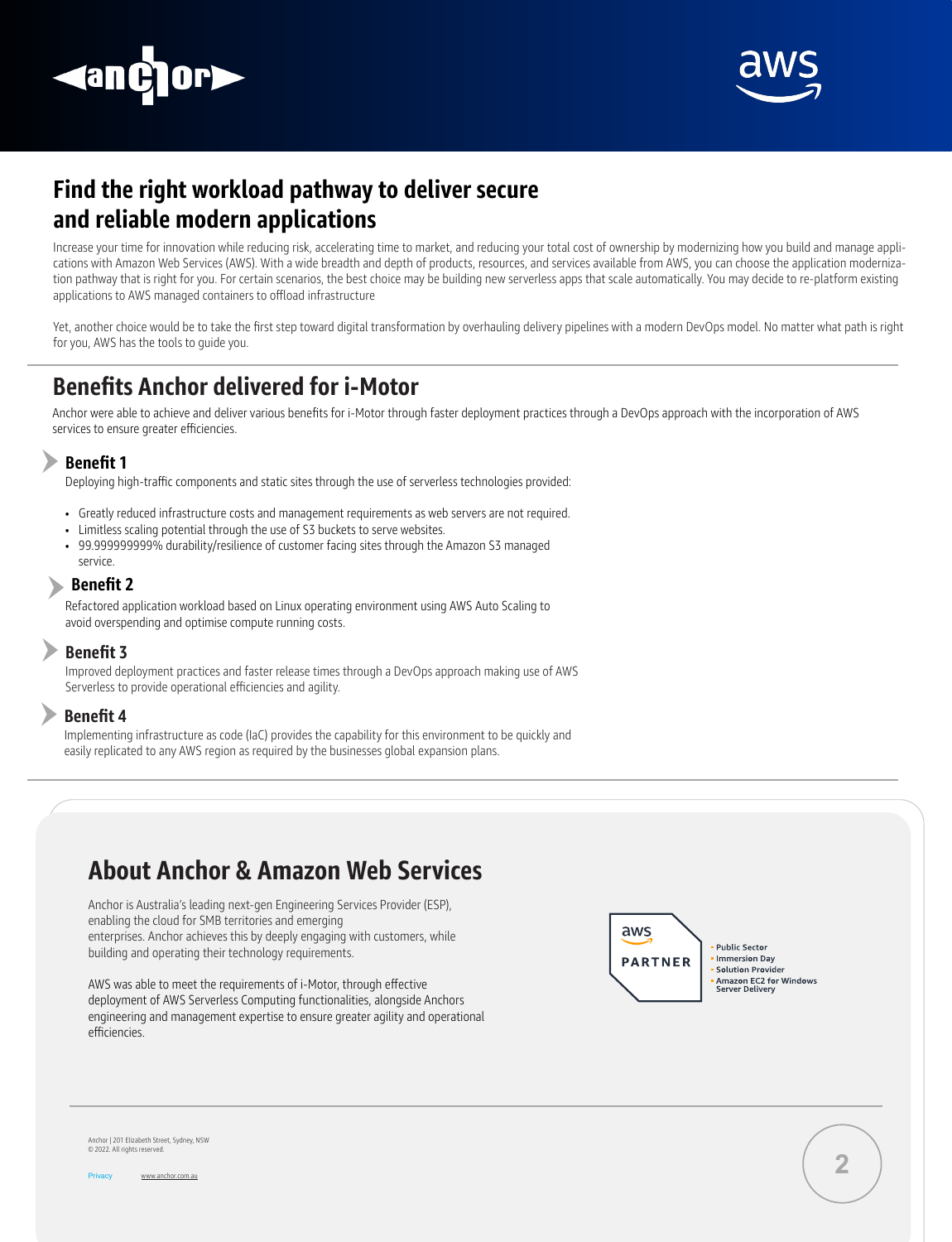# Find the right workload pathway to deliver secure and reliable modern applications

Increase your time for innovation while reducing risk, accelerating time to market, and reducing your total cost of ownership by modernizing how you build and manage applications with Amazon Web Services (AWS). With a wide breadth and depth of products, resources, and services available from AWS, you can choose the application modernization pathway that is right for you. For certain scenarios, the best choice may be building new serverless apps that scale automatically. You may decide to re-platform existing applications to AWS managed containers to offload infrastructure

Yet, another choice would be to take the first step toward digital transformation by overhauling delivery pipelines with a modern DevOps model. No matter what path is right for you, AWS has the tools to guide you.

## Benefits Anchor delivered for i-Motor

Anchor were able to achieve and deliver various benefits for i-Motor through faster deployment practices through a DevOps approach with the incorporation of AWS services to ensure greater efficiencies.

### Benefit 1

Deploying high-traffic components and static sites through the use of serverless technologies provided:

- Greatly reduced infrastructure costs and management requirements as web servers are not required.
- Limitless scaling potential through the use of S3 buckets to serve websites.
- 99.999999999% durability/resilience of customer facing sites through the Amazon S3 managed service.

### Benefit 2

Refactored application workload based on Linux operating environment using AWS Auto Scaling to avoid overspending and optimise compute running costs.

### Benefit 3

Improved deployment practices and faster release times through a DevOps approach making use of AWS Serverless to provide operational efficiencies and agility.

### Benefit 4

Implementing infrastructure as code (IaC) provides the capability for this environment to be quickly and easily replicated to any AWS region as required by the businesses global expansion plans.

## About Anchor & Amazon Web Services

Anchor is Australia's leading next-gen Engineering Services Provider (ESP), enabling the cloud for SMB territories and emerging enterprises. Anchor achieves this by deeply engaging with customers, while building and operating their technology requirements.

AWS was able to meet the requirements of i-Motor, through effective deployment of AWS Serverless Computing functionalities, alongside Anchors engineering and management expertise to ensure greater agility and operational efficiencies.

aws PARTNER

- Public Sector
- Immersion Day
- Solution Provider
- Amazon EC2 for Windows Server Delivery

Anchor | 201 Elizabeth Street, Sydney, NSW
© 2022. All rights reserved.

Privacy www.anchor.com.au